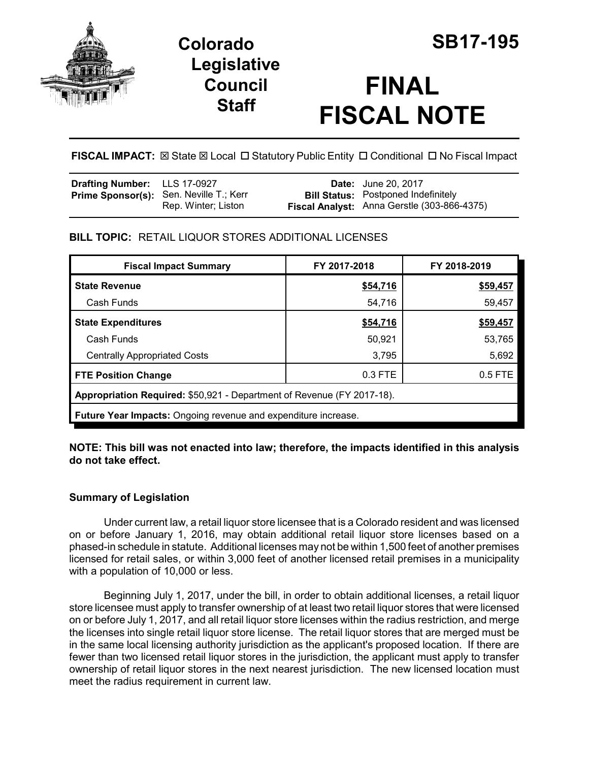# Colorado Legislative Council Staff

# SB17-195

# FINAL FISCAL NOTE

**FISCAL IMPACT:** ☒ State ☒ Local ☐ Statutory Public Entity ☐ Conditional ☐ No Fiscal Impact

| | | | |
|---|---|---|---|
| **Drafting Number:** | LLS 17-0927 | **Date:** | June 20, 2017 |
| **Prime Sponsor(s):** | Sen. Neville T.; Kerr<br>Rep. Winter; Liston | **Bill Status:** | Postponed Indefinitely |
| | | **Fiscal Analyst:** | Anna Gerstle (303-866-4375) |

**BILL TOPIC:** RETAIL LIQUOR STORES ADDITIONAL LICENSES

| Fiscal Impact Summary | FY 2017-2018 | FY 2018-2019 |
|---|---|---|
| **State Revenue** | **$54,716** | **$59,457** |
| Cash Funds | 54,716 | 59,457 |
| **State Expenditures** | **$54,716** | **$59,457** |
| Cash Funds | 50,921 | 53,765 |
| Centrally Appropriated Costs | 3,795 | 5,692 |
| **FTE Position Change** | 0.3 FTE | 0.5 FTE |
| **Appropriation Required:** $50,921 - Department of Revenue (FY 2017-18). | | |
| **Future Year Impacts:** Ongoing revenue and expenditure increase. | | |

**NOTE: This bill was not enacted into law; therefore, the impacts identified in this analysis do not take effect.**

### Summary of Legislation

Under current law, a retail liquor store licensee that is a Colorado resident and was licensed on or before January 1, 2016, may obtain additional retail liquor store licenses based on a phased-in schedule in statute. Additional licenses may not be within 1,500 feet of another premises licensed for retail sales, or within 3,000 feet of another licensed retail premises in a municipality with a population of 10,000 or less.

Beginning July 1, 2017, under the bill, in order to obtain additional licenses, a retail liquor store licensee must apply to transfer ownership of at least two retail liquor stores that were licensed on or before July 1, 2017, and all retail liquor store licenses within the radius restriction, and merge the licenses into single retail liquor store license. The retail liquor stores that are merged must be in the same local licensing authority jurisdiction as the applicant's proposed location. If there are fewer than two licensed retail liquor stores in the jurisdiction, the applicant must apply to transfer ownership of retail liquor stores in the next nearest jurisdiction. The new licensed location must meet the radius requirement in current law.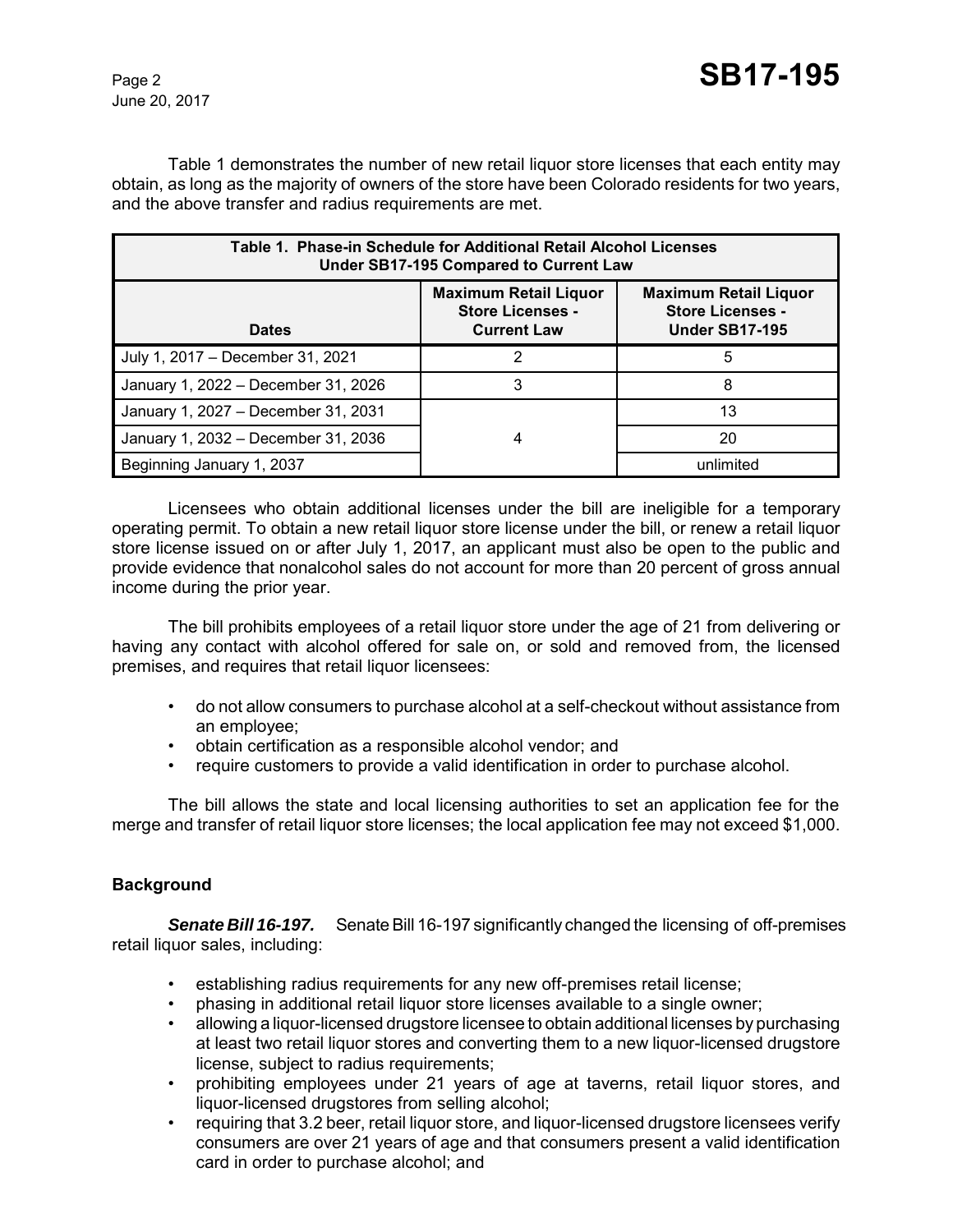Table 1 demonstrates the number of new retail liquor store licenses that each entity may obtain, as long as the majority of owners of the store have been Colorado residents for two years, and the above transfer and radius requirements are met.

**Table 1. Phase-in Schedule for Additional Retail Alcohol Licenses Under SB17-195 Compared to Current Law**

| Dates | Maximum Retail Liquor Store Licenses - Current Law | Maximum Retail Liquor Store Licenses - Under SB17-195 |
|---|---|---|
| July 1, 2017 – December 31, 2021 | 2 | 5 |
| January 1, 2022 – December 31, 2026 | 3 | 8 |
| January 1, 2027 – December 31, 2031 | 4 | 13 |
| January 1, 2032 – December 31, 2036 | | 20 |
| Beginning January 1, 2037 | | unlimited |

Licensees who obtain additional licenses under the bill are ineligible for a temporary operating permit. To obtain a new retail liquor store license under the bill, or renew a retail liquor store license issued on or after July 1, 2017, an applicant must also be open to the public and provide evidence that nonalcohol sales do not account for more than 20 percent of gross annual income during the prior year.

The bill prohibits employees of a retail liquor store under the age of 21 from delivering or having any contact with alcohol offered for sale on, or sold and removed from, the licensed premises, and requires that retail liquor licensees:

- do not allow consumers to purchase alcohol at a self-checkout without assistance from an employee;
- obtain certification as a responsible alcohol vendor; and
- require customers to provide a valid identification in order to purchase alcohol.

The bill allows the state and local licensing authorities to set an application fee for the merge and transfer of retail liquor store licenses; the local application fee may not exceed $1,000.

### Background

***Senate Bill 16-197.*** Senate Bill 16-197 significantly changed the licensing of off-premises retail liquor sales, including:

- establishing radius requirements for any new off-premises retail license;
- phasing in additional retail liquor store licenses available to a single owner;
- allowing a liquor-licensed drugstore licensee to obtain additional licenses by purchasing at least two retail liquor stores and converting them to a new liquor-licensed drugstore license, subject to radius requirements;
- prohibiting employees under 21 years of age at taverns, retail liquor stores, and liquor-licensed drugstores from selling alcohol;
- requiring that 3.2 beer, retail liquor store, and liquor-licensed drugstore licensees verify consumers are over 21 years of age and that consumers present a valid identification card in order to purchase alcohol; and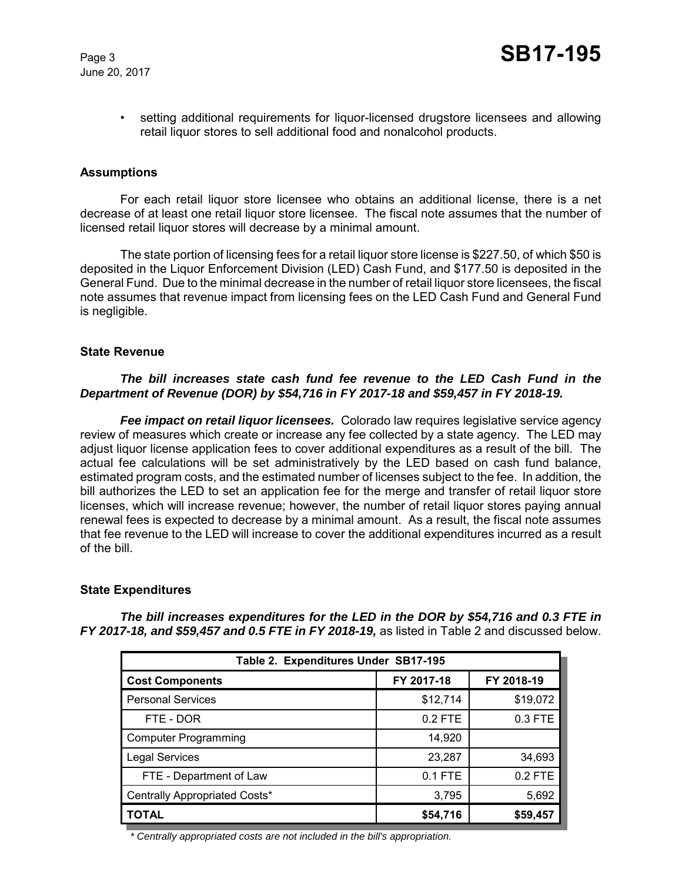- setting additional requirements for liquor-licensed drugstore licensees and allowing retail liquor stores to sell additional food and nonalcohol products.

### Assumptions

For each retail liquor store licensee who obtains an additional license, there is a net decrease of at least one retail liquor store licensee. The fiscal note assumes that the number of licensed retail liquor stores will decrease by a minimal amount.

The state portion of licensing fees for a retail liquor store license is $227.50, of which $50 is deposited in the Liquor Enforcement Division (LED) Cash Fund, and $177.50 is deposited in the General Fund. Due to the minimal decrease in the number of retail liquor store licensees, the fiscal note assumes that revenue impact from licensing fees on the LED Cash Fund and General Fund is negligible.

### State Revenue

***The bill increases state cash fund fee revenue to the LED Cash Fund in the Department of Revenue (DOR) by $54,716 in FY 2017-18 and $59,457 in FY 2018-19.***

***Fee impact on retail liquor licensees.*** Colorado law requires legislative service agency review of measures which create or increase any fee collected by a state agency. The LED may adjust liquor license application fees to cover additional expenditures as a result of the bill. The actual fee calculations will be set administratively by the LED based on cash fund balance, estimated program costs, and the estimated number of licenses subject to the fee. In addition, the bill authorizes the LED to set an application fee for the merge and transfer of retail liquor store licenses, which will increase revenue; however, the number of retail liquor stores paying annual renewal fees is expected to decrease by a minimal amount. As a result, the fiscal note assumes that fee revenue to the LED will increase to cover the additional expenditures incurred as a result of the bill.

### State Expenditures

***The bill increases expenditures for the LED in the DOR by $54,716 and 0.3 FTE in FY 2017-18, and $59,457 and 0.5 FTE in FY 2018-19,*** as listed in Table 2 and discussed below.

| Table 2. Expenditures Under SB17-195 | | |
|---|---|---|
| **Cost Components** | **FY 2017-18** | **FY 2018-19** |
| Personal Services | $12,714 | $19,072 |
| FTE - DOR | 0.2 FTE | 0.3 FTE |
| Computer Programming | 14,920 | |
| Legal Services | 23,287 | 34,693 |
| FTE - Department of Law | 0.1 FTE | 0.2 FTE |
| Centrally Appropriated Costs* | 3,795 | 5,692 |
| **TOTAL** | **$54,716** | **$59,457** |

*\* Centrally appropriated costs are not included in the bill's appropriation.*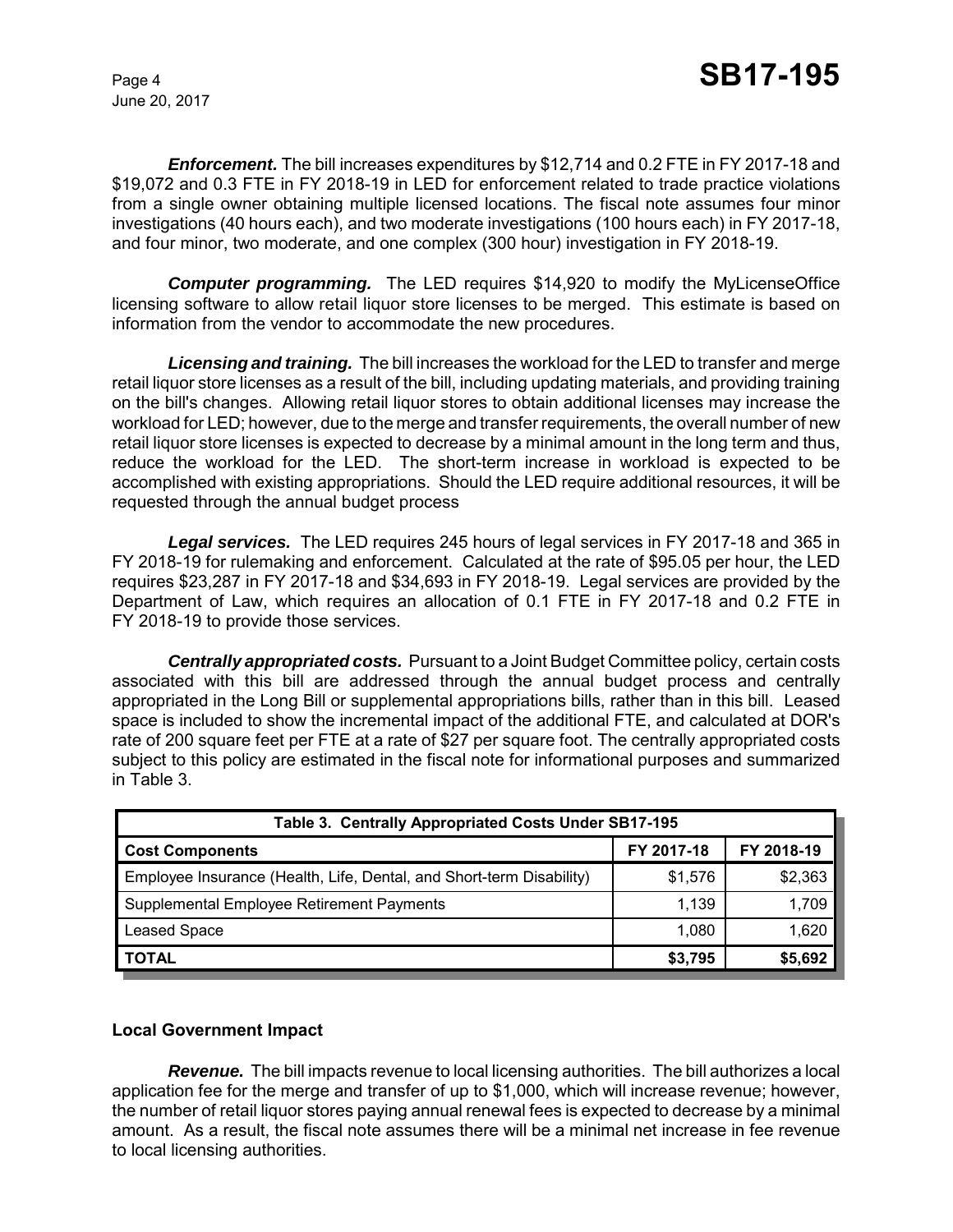***Enforcement.*** The bill increases expenditures by $12,714 and 0.2 FTE in FY 2017-18 and $19,072 and 0.3 FTE in FY 2018-19 in LED for enforcement related to trade practice violations from a single owner obtaining multiple licensed locations. The fiscal note assumes four minor investigations (40 hours each), and two moderate investigations (100 hours each) in FY 2017-18, and four minor, two moderate, and one complex (300 hour) investigation in FY 2018-19.

***Computer programming.*** The LED requires $14,920 to modify the MyLicenseOffice licensing software to allow retail liquor store licenses to be merged. This estimate is based on information from the vendor to accommodate the new procedures.

***Licensing and training.*** The bill increases the workload for the LED to transfer and merge retail liquor store licenses as a result of the bill, including updating materials, and providing training on the bill's changes. Allowing retail liquor stores to obtain additional licenses may increase the workload for LED; however, due to the merge and transfer requirements, the overall number of new retail liquor store licenses is expected to decrease by a minimal amount in the long term and thus, reduce the workload for the LED. The short-term increase in workload is expected to be accomplished with existing appropriations. Should the LED require additional resources, it will be requested through the annual budget process

***Legal services.*** The LED requires 245 hours of legal services in FY 2017-18 and 365 in FY 2018-19 for rulemaking and enforcement. Calculated at the rate of $95.05 per hour, the LED requires $23,287 in FY 2017-18 and $34,693 in FY 2018-19. Legal services are provided by the Department of Law, which requires an allocation of 0.1 FTE in FY 2017-18 and 0.2 FTE in FY 2018-19 to provide those services.

***Centrally appropriated costs.*** Pursuant to a Joint Budget Committee policy, certain costs associated with this bill are addressed through the annual budget process and centrally appropriated in the Long Bill or supplemental appropriations bills, rather than in this bill. Leased space is included to show the incremental impact of the additional FTE, and calculated at DOR's rate of 200 square feet per FTE at a rate of $27 per square foot. The centrally appropriated costs subject to this policy are estimated in the fiscal note for informational purposes and summarized in Table 3.

**Table 3. Centrally Appropriated Costs Under SB17-195**

| Cost Components | FY 2017-18 | FY 2018-19 |
|---|---|---|
| Employee Insurance (Health, Life, Dental, and Short-term Disability) | $1,576 | $2,363 |
| Supplemental Employee Retirement Payments | 1,139 | 1,709 |
| Leased Space | 1,080 | 1,620 |
| **TOTAL** | **$3,795** | **$5,692** |

**Local Government Impact**

***Revenue.*** The bill impacts revenue to local licensing authorities. The bill authorizes a local application fee for the merge and transfer of up to $1,000, which will increase revenue; however, the number of retail liquor stores paying annual renewal fees is expected to decrease by a minimal amount. As a result, the fiscal note assumes there will be a minimal net increase in fee revenue to local licensing authorities.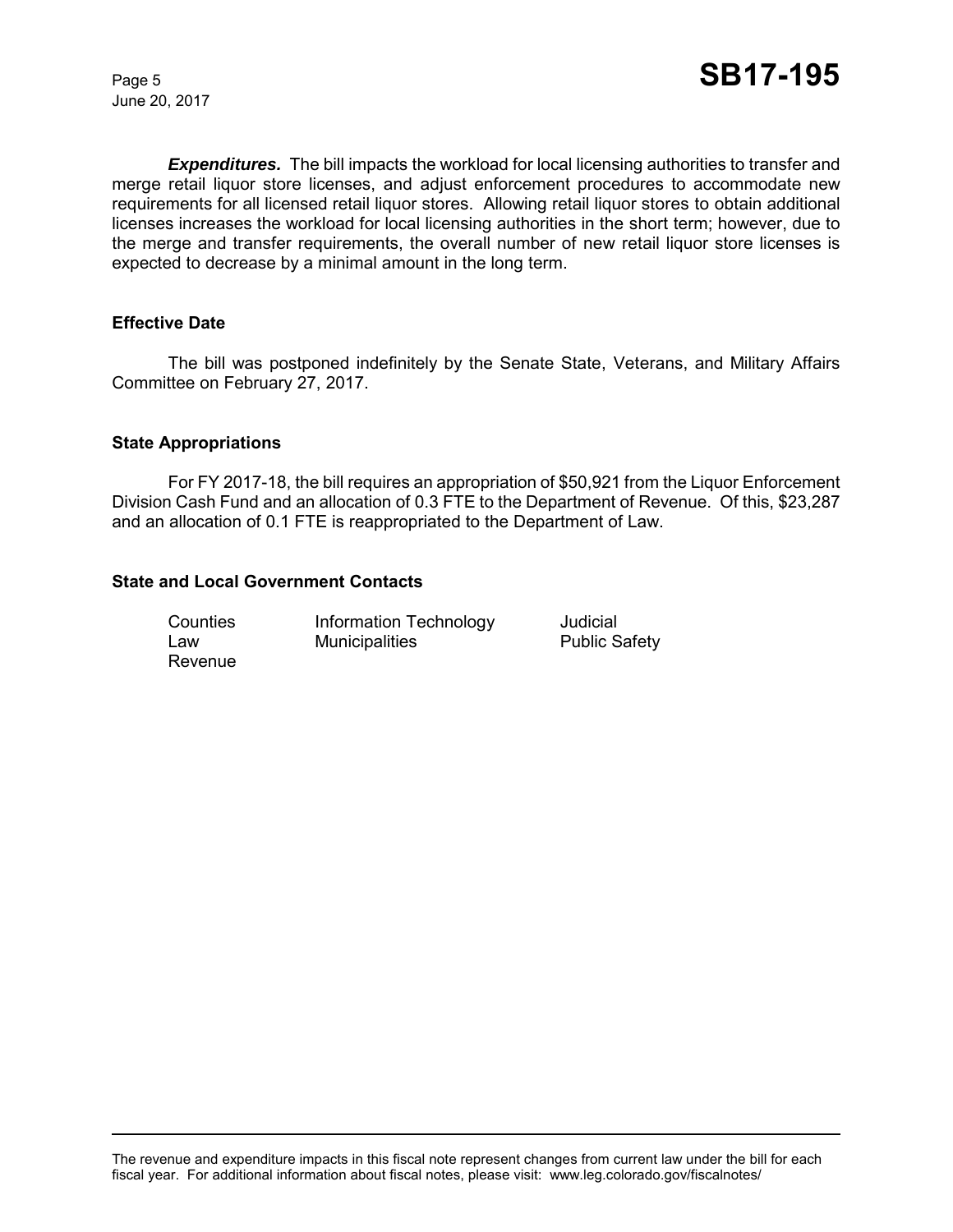***Expenditures.*** The bill impacts the workload for local licensing authorities to transfer and merge retail liquor store licenses, and adjust enforcement procedures to accommodate new requirements for all licensed retail liquor stores. Allowing retail liquor stores to obtain additional licenses increases the workload for local licensing authorities in the short term; however, due to the merge and transfer requirements, the overall number of new retail liquor store licenses is expected to decrease by a minimal amount in the long term.

### Effective Date

The bill was postponed indefinitely by the Senate State, Veterans, and Military Affairs Committee on February 27, 2017.

### State Appropriations

For FY 2017-18, the bill requires an appropriation of $50,921 from the Liquor Enforcement Division Cash Fund and an allocation of 0.3 FTE to the Department of Revenue. Of this, $23,287 and an allocation of 0.1 FTE is reappropriated to the Department of Law.

### State and Local Government Contacts

| | | |
|---|---|---|
| Counties | Information Technology | Judicial |
| Law | Municipalities | Public Safety |
| Revenue | | |

The revenue and expenditure impacts in this fiscal note represent changes from current law under the bill for each fiscal year. For additional information about fiscal notes, please visit: www.leg.colorado.gov/fiscalnotes/